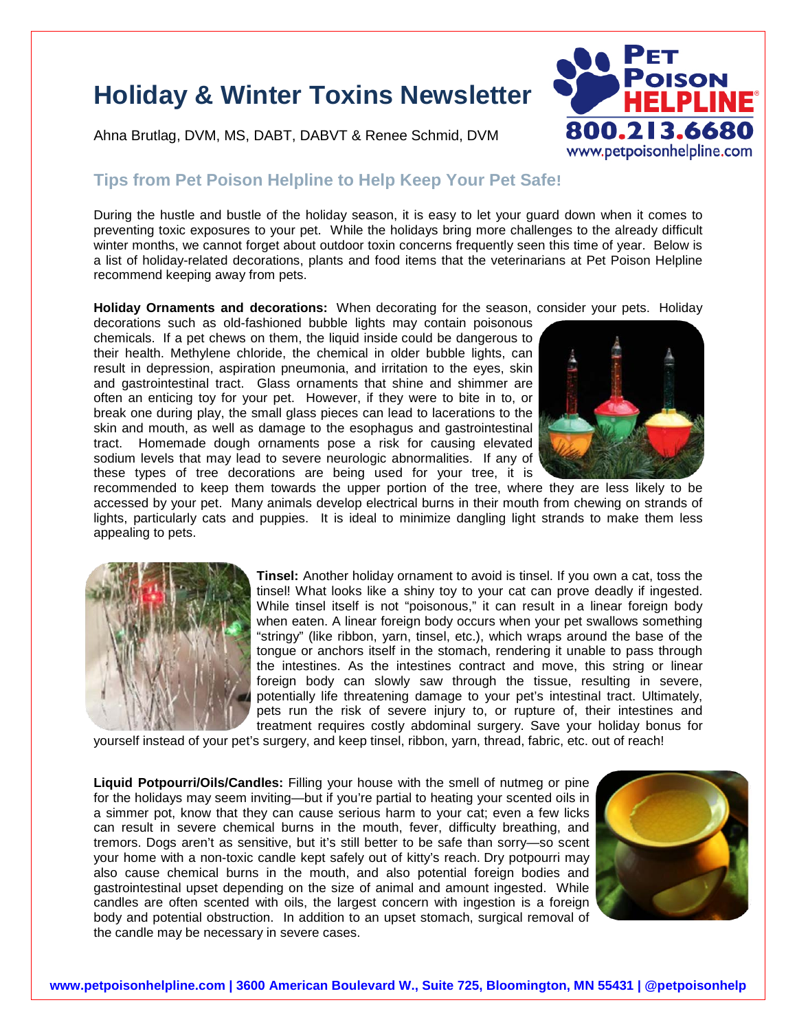# Holiday & Winter Toxins Newsletter

Ahna Brutlag, DVM, MS, DABT, DABVT & Renee Schmid, DVM

PET POISON HELPLINE®
800.213.6680
www.petpoisonhelpline.com

## Tips from Pet Poison Helpline to Help Keep Your Pet Safe!

During the hustle and bustle of the holiday season, it is easy to let your guard down when it comes to preventing toxic exposures to your pet. While the holidays bring more challenges to the already difficult winter months, we cannot forget about outdoor toxin concerns frequently seen this time of year. Below is a list of holiday-related decorations, plants and food items that the veterinarians at Pet Poison Helpline recommend keeping away from pets.

**Holiday Ornaments and decorations:** When decorating for the season, consider your pets. Holiday decorations such as old-fashioned bubble lights may contain poisonous chemicals. If a pet chews on them, the liquid inside could be dangerous to their health. Methylene chloride, the chemical in older bubble lights, can result in depression, aspiration pneumonia, and irritation to the eyes, skin and gastrointestinal tract. Glass ornaments that shine and shimmer are often an enticing toy for your pet. However, if they were to bite in to, or break one during play, the small glass pieces can lead to lacerations to the skin and mouth, as well as damage to the esophagus and gastrointestinal tract. Homemade dough ornaments pose a risk for causing elevated sodium levels that may lead to severe neurologic abnormalities. If any of these types of tree decorations are being used for your tree, it is recommended to keep them towards the upper portion of the tree, where they are less likely to be accessed by your pet. Many animals develop electrical burns in their mouth from chewing on strands of lights, particularly cats and puppies. It is ideal to minimize dangling light strands to make them less appealing to pets.

**Tinsel:** Another holiday ornament to avoid is tinsel. If you own a cat, toss the tinsel! What looks like a shiny toy to your cat can prove deadly if ingested. While tinsel itself is not "poisonous," it can result in a linear foreign body when eaten. A linear foreign body occurs when your pet swallows something "stringy" (like ribbon, yarn, tinsel, etc.), which wraps around the base of the tongue or anchors itself in the stomach, rendering it unable to pass through the intestines. As the intestines contract and move, this string or linear foreign body can slowly saw through the tissue, resulting in severe, potentially life threatening damage to your pet's intestinal tract. Ultimately, pets run the risk of severe injury to, or rupture of, their intestines and treatment requires costly abdominal surgery. Save your holiday bonus for yourself instead of your pet's surgery, and keep tinsel, ribbon, yarn, thread, fabric, etc. out of reach!

**Liquid Potpourri/Oils/Candles:** Filling your house with the smell of nutmeg or pine for the holidays may seem inviting—but if you're partial to heating your scented oils in a simmer pot, know that they can cause serious harm to your cat; even a few licks can result in severe chemical burns in the mouth, fever, difficulty breathing, and tremors. Dogs aren't as sensitive, but it's still better to be safe than sorry—so scent your home with a non-toxic candle kept safely out of kitty's reach. Dry potpourri may also cause chemical burns in the mouth, and also potential foreign bodies and gastrointestinal upset depending on the size of animal and amount ingested. While candles are often scented with oils, the largest concern with ingestion is a foreign body and potential obstruction. In addition to an upset stomach, surgical removal of the candle may be necessary in severe cases.

www.petpoisonhelpline.com | 3600 American Boulevard W., Suite 725, Bloomington, MN 55431 | @petpoisonhelp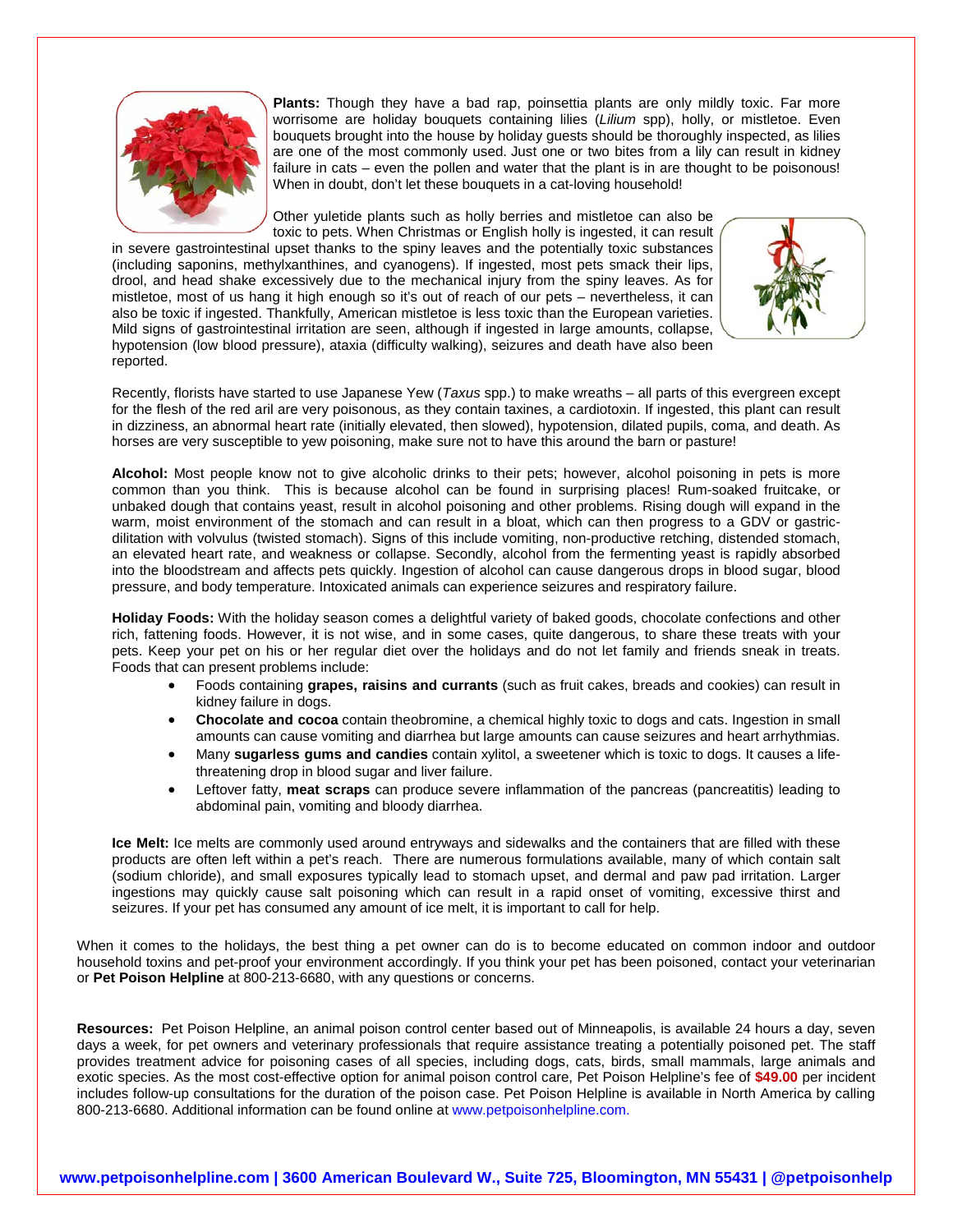**Plants:** Though they have a bad rap, poinsettia plants are only mildly toxic. Far more worrisome are holiday bouquets containing lilies (*Lilium* spp), holly, or mistletoe. Even bouquets brought into the house by holiday guests should be thoroughly inspected, as lilies are one of the most commonly used. Just one or two bites from a lily can result in kidney failure in cats – even the pollen and water that the plant is in are thought to be poisonous! When in doubt, don't let these bouquets in a cat-loving household!

Other yuletide plants such as holly berries and mistletoe can also be toxic to pets. When Christmas or English holly is ingested, it can result in severe gastrointestinal upset thanks to the spiny leaves and the potentially toxic substances (including saponins, methylxanthines, and cyanogens). If ingested, most pets smack their lips, drool, and head shake excessively due to the mechanical injury from the spiny leaves. As for mistletoe, most of us hang it high enough so it's out of reach of our pets – nevertheless, it can also be toxic if ingested. Thankfully, American mistletoe is less toxic than the European varieties. Mild signs of gastrointestinal irritation are seen, although if ingested in large amounts, collapse, hypotension (low blood pressure), ataxia (difficulty walking), seizures and death have also been reported.

Recently, florists have started to use Japanese Yew (*Taxus* spp.) to make wreaths – all parts of this evergreen except for the flesh of the red aril are very poisonous, as they contain taxines, a cardiotoxin. If ingested, this plant can result in dizziness, an abnormal heart rate (initially elevated, then slowed), hypotension, dilated pupils, coma, and death. As horses are very susceptible to yew poisoning, make sure not to have this around the barn or pasture!

**Alcohol:** Most people know not to give alcoholic drinks to their pets; however, alcohol poisoning in pets is more common than you think. This is because alcohol can be found in surprising places! Rum-soaked fruitcake, or unbaked dough that contains yeast, result in alcohol poisoning and other problems. Rising dough will expand in the warm, moist environment of the stomach and can result in a bloat, which can then progress to a GDV or gastric-dilitation with volvulus (twisted stomach). Signs of this include vomiting, non-productive retching, distended stomach, an elevated heart rate, and weakness or collapse. Secondly, alcohol from the fermenting yeast is rapidly absorbed into the bloodstream and affects pets quickly. Ingestion of alcohol can cause dangerous drops in blood sugar, blood pressure, and body temperature. Intoxicated animals can experience seizures and respiratory failure.

**Holiday Foods:** With the holiday season comes a delightful variety of baked goods, chocolate confections and other rich, fattening foods. However, it is not wise, and in some cases, quite dangerous, to share these treats with your pets. Keep your pet on his or her regular diet over the holidays and do not let family and friends sneak in treats. Foods that can present problems include:

- Foods containing **grapes, raisins and currants** (such as fruit cakes, breads and cookies) can result in kidney failure in dogs.
- **Chocolate and cocoa** contain theobromine, a chemical highly toxic to dogs and cats. Ingestion in small amounts can cause vomiting and diarrhea but large amounts can cause seizures and heart arrhythmias.
- Many **sugarless gums and candies** contain xylitol, a sweetener which is toxic to dogs. It causes a life-threatening drop in blood sugar and liver failure.
- Leftover fatty, **meat scraps** can produce severe inflammation of the pancreas (pancreatitis) leading to abdominal pain, vomiting and bloody diarrhea.

**Ice Melt:** Ice melts are commonly used around entryways and sidewalks and the containers that are filled with these products are often left within a pet's reach. There are numerous formulations available, many of which contain salt (sodium chloride), and small exposures typically lead to stomach upset, and dermal and paw pad irritation. Larger ingestions may quickly cause salt poisoning which can result in a rapid onset of vomiting, excessive thirst and seizures. If your pet has consumed any amount of ice melt, it is important to call for help.

When it comes to the holidays, the best thing a pet owner can do is to become educated on common indoor and outdoor household toxins and pet-proof your environment accordingly. If you think your pet has been poisoned, contact your veterinarian or **Pet Poison Helpline** at 800-213-6680, with any questions or concerns.

**Resources:** Pet Poison Helpline, an animal poison control center based out of Minneapolis, is available 24 hours a day, seven days a week, for pet owners and veterinary professionals that require assistance treating a potentially poisoned pet. The staff provides treatment advice for poisoning cases of all species, including dogs, cats, birds, small mammals, large animals and exotic species. As the most cost-effective option for animal poison control care, Pet Poison Helpline's fee of **$49.00** per incident includes follow-up consultations for the duration of the poison case. Pet Poison Helpline is available in North America by calling 800-213-6680. Additional information can be found online at www.petpoisonhelpline.com.

**www.petpoisonhelpline.com | 3600 American Boulevard W., Suite 725, Bloomington, MN 55431 | @petpoisonhelp**